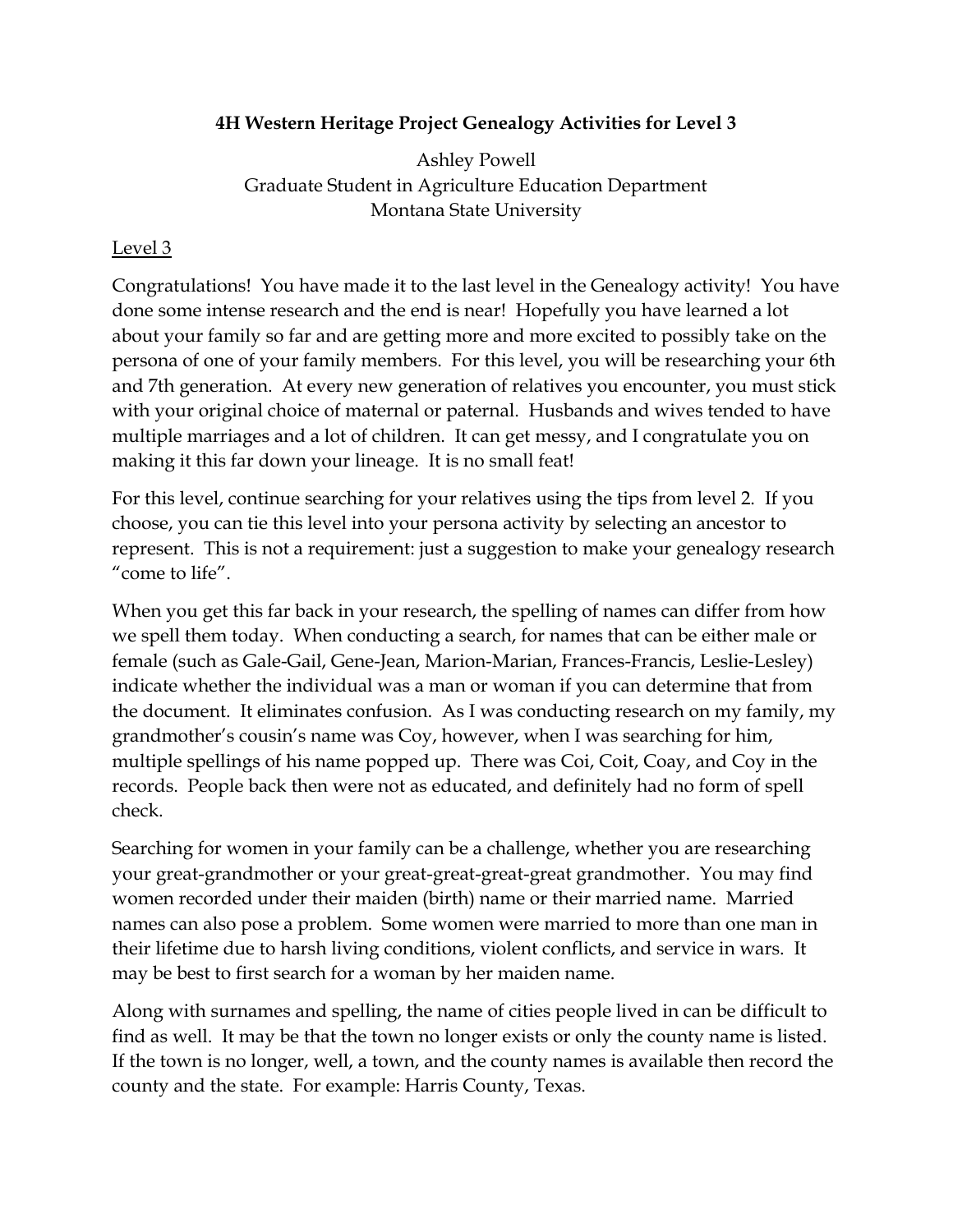# 4H Western Heritage Project Genealogy Activities for Level 3

Ashley Powell
Graduate Student in Agriculture Education Department
Montana State University

## Level 3

Congratulations! You have made it to the last level in the Genealogy activity! You have done some intense research and the end is near! Hopefully you have learned a lot about your family so far and are getting more and more excited to possibly take on the persona of one of your family members. For this level, you will be researching your 6th and 7th generation. At every new generation of relatives you encounter, you must stick with your original choice of maternal or paternal. Husbands and wives tended to have multiple marriages and a lot of children. It can get messy, and I congratulate you on making it this far down your lineage. It is no small feat!

For this level, continue searching for your relatives using the tips from level 2. If you choose, you can tie this level into your persona activity by selecting an ancestor to represent. This is not a requirement: just a suggestion to make your genealogy research "come to life".

When you get this far back in your research, the spelling of names can differ from how we spell them today. When conducting a search, for names that can be either male or female (such as Gale-Gail, Gene-Jean, Marion-Marian, Frances-Francis, Leslie-Lesley) indicate whether the individual was a man or woman if you can determine that from the document. It eliminates confusion. As I was conducting research on my family, my grandmother's cousin's name was Coy, however, when I was searching for him, multiple spellings of his name popped up. There was Coi, Coit, Coay, and Coy in the records. People back then were not as educated, and definitely had no form of spell check.

Searching for women in your family can be a challenge, whether you are researching your great-grandmother or your great-great-great-great grandmother. You may find women recorded under their maiden (birth) name or their married name. Married names can also pose a problem. Some women were married to more than one man in their lifetime due to harsh living conditions, violent conflicts, and service in wars. It may be best to first search for a woman by her maiden name.

Along with surnames and spelling, the name of cities people lived in can be difficult to find as well. It may be that the town no longer exists or only the county name is listed. If the town is no longer, well, a town, and the county names is available then record the county and the state. For example: Harris County, Texas.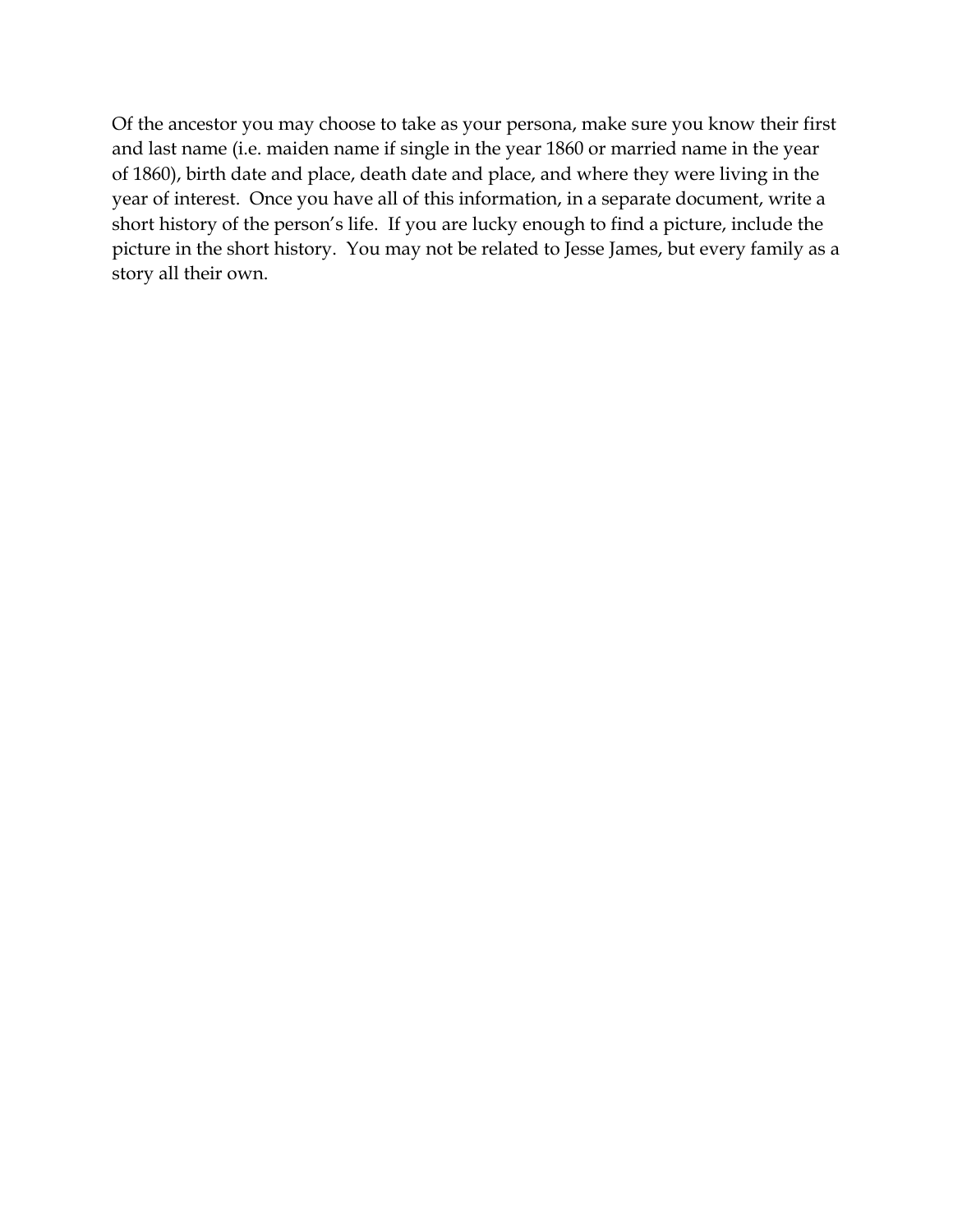Of the ancestor you may choose to take as your persona, make sure you know their first and last name (i.e. maiden name if single in the year 1860 or married name in the year of 1860), birth date and place, death date and place, and where they were living in the year of interest. Once you have all of this information, in a separate document, write a short history of the person's life. If you are lucky enough to find a picture, include the picture in the short history. You may not be related to Jesse James, but every family as a story all their own.